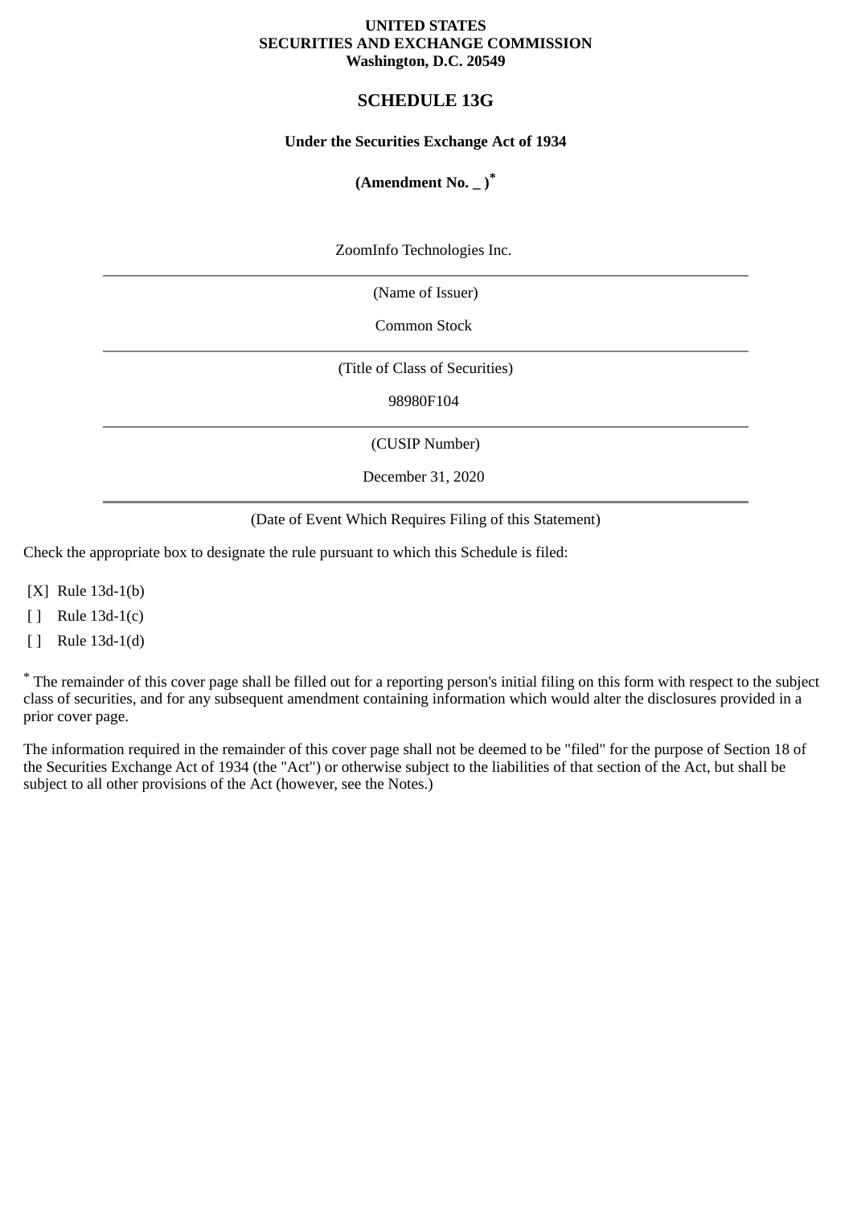**UNITED STATES**
**SECURITIES AND EXCHANGE COMMISSION**
**Washington, D.C. 20549**

# SCHEDULE 13G

**Under the Securities Exchange Act of 1934**

**(Amendment No. _ )***

ZoomInfo Technologies Inc.

(Name of Issuer)

Common Stock

(Title of Class of Securities)

98980F104

(CUSIP Number)

December 31, 2020

(Date of Event Which Requires Filing of this Statement)

Check the appropriate box to designate the rule pursuant to which this Schedule is filed:

[X] Rule 13d-1(b)

[ ] Rule 13d-1(c)

[ ] Rule 13d-1(d)

* The remainder of this cover page shall be filled out for a reporting person's initial filing on this form with respect to the subject class of securities, and for any subsequent amendment containing information which would alter the disclosures provided in a prior cover page.

The information required in the remainder of this cover page shall not be deemed to be "filed" for the purpose of Section 18 of the Securities Exchange Act of 1934 (the "Act") or otherwise subject to the liabilities of that section of the Act, but shall be subject to all other provisions of the Act (however, see the Notes.)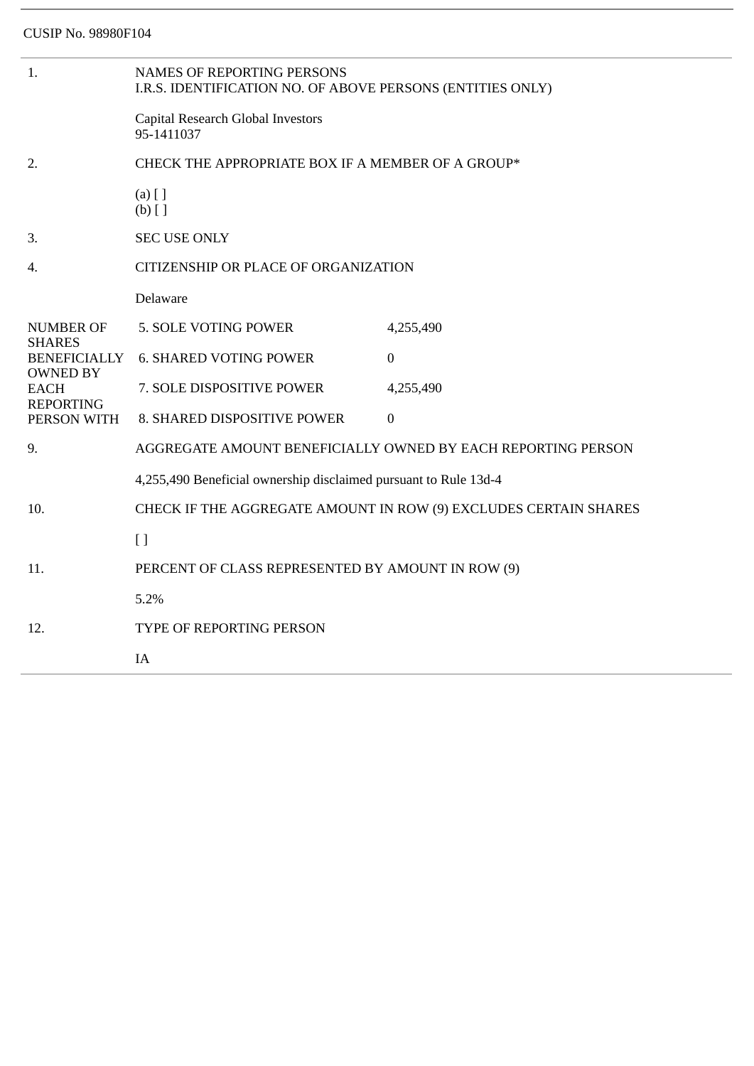CUSIP No. 98980F104

| | |
|---|---|
| 1. | NAMES OF REPORTING PERSONS<br>I.R.S. IDENTIFICATION NO. OF ABOVE PERSONS (ENTITIES ONLY)<br><br>Capital Research Global Investors<br>95-1411037 |
| 2. | CHECK THE APPROPRIATE BOX IF A MEMBER OF A GROUP*<br><br>(a) [ ]<br>(b) [ ] |
| 3. | SEC USE ONLY |
| 4. | CITIZENSHIP OR PLACE OF ORGANIZATION<br><br>Delaware |

| NUMBER OF SHARES BENEFICIALLY OWNED BY EACH REPORTING PERSON WITH | | |
|---|---|---|
| | 5. SOLE VOTING POWER | 4,255,490 |
| | 6. SHARED VOTING POWER | 0 |
| | 7. SOLE DISPOSITIVE POWER | 4,255,490 |
| | 8. SHARED DISPOSITIVE POWER | 0 |

| | |
|---|---|
| 9. | AGGREGATE AMOUNT BENEFICIALLY OWNED BY EACH REPORTING PERSON<br><br>4,255,490 Beneficial ownership disclaimed pursuant to Rule 13d-4 |
| 10. | CHECK IF THE AGGREGATE AMOUNT IN ROW (9) EXCLUDES CERTAIN SHARES<br><br>[ ] |
| 11. | PERCENT OF CLASS REPRESENTED BY AMOUNT IN ROW (9)<br><br>5.2% |
| 12. | TYPE OF REPORTING PERSON<br><br>IA |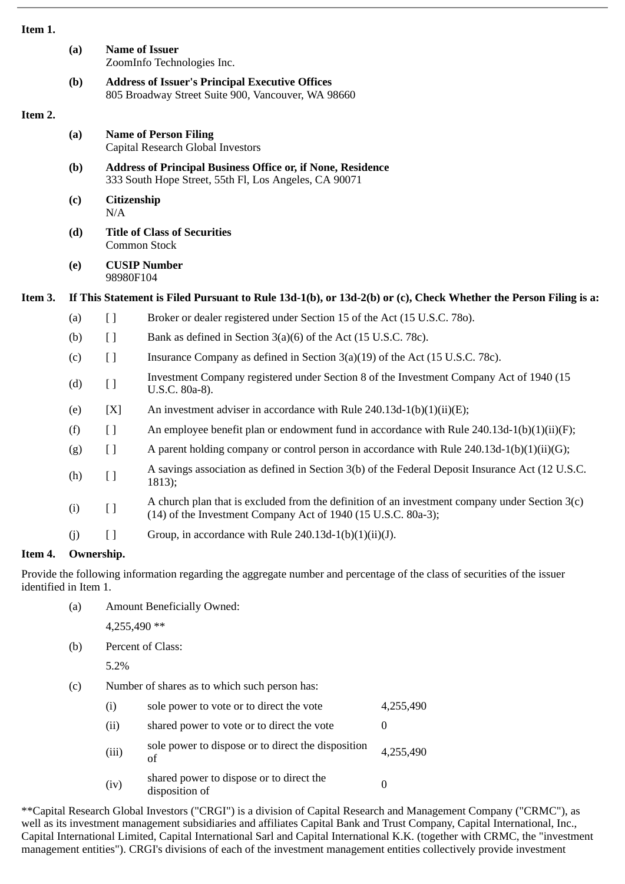**Item 1.**

**(a) Name of Issuer**
ZoomInfo Technologies Inc.

**(b) Address of Issuer's Principal Executive Offices**
805 Broadway Street Suite 900, Vancouver, WA 98660

**Item 2.**

**(a) Name of Person Filing**
Capital Research Global Investors

**(b) Address of Principal Business Office or, if None, Residence**
333 South Hope Street, 55th Fl, Los Angeles, CA 90071

**(c) Citizenship**
N/A

**(d) Title of Class of Securities**
Common Stock

**(e) CUSIP Number**
98980F104

**Item 3. If This Statement is Filed Pursuant to Rule 13d-1(b), or 13d-2(b) or (c), Check Whether the Person Filing is a:**

| | | |
|---|---|---|
| (a) | [ ] | Broker or dealer registered under Section 15 of the Act (15 U.S.C. 78o). |
| (b) | [ ] | Bank as defined in Section 3(a)(6) of the Act (15 U.S.C. 78c). |
| (c) | [ ] | Insurance Company as defined in Section 3(a)(19) of the Act (15 U.S.C. 78c). |
| (d) | [ ] | Investment Company registered under Section 8 of the Investment Company Act of 1940 (15 U.S.C. 80a-8). |
| (e) | [X] | An investment adviser in accordance with Rule 240.13d-1(b)(1)(ii)(E); |
| (f) | [ ] | An employee benefit plan or endowment fund in accordance with Rule 240.13d-1(b)(1)(ii)(F); |
| (g) | [ ] | A parent holding company or control person in accordance with Rule 240.13d-1(b)(1)(ii)(G); |
| (h) | [ ] | A savings association as defined in Section 3(b) of the Federal Deposit Insurance Act (12 U.S.C. 1813); |
| (i) | [ ] | A church plan that is excluded from the definition of an investment company under Section 3(c)(14) of the Investment Company Act of 1940 (15 U.S.C. 80a-3); |
| (j) | [ ] | Group, in accordance with Rule 240.13d-1(b)(1)(ii)(J). |

**Item 4. Ownership.**

Provide the following information regarding the aggregate number and percentage of the class of securities of the issuer identified in Item 1.

(a) Amount Beneficially Owned:

4,255,490 **

(b) Percent of Class:

5.2%

(c) Number of shares as to which such person has:

| | | |
|---|---|---|
| (i) | sole power to vote or to direct the vote | 4,255,490 |
| (ii) | shared power to vote or to direct the vote | 0 |
| (iii) | sole power to dispose or to direct the disposition of | 4,255,490 |
| (iv) | shared power to dispose or to direct the disposition of | 0 |

**Capital Research Global Investors ("CRGI") is a division of Capital Research and Management Company ("CRMC"), as well as its investment management subsidiaries and affiliates Capital Bank and Trust Company, Capital International, Inc., Capital International Limited, Capital International Sarl and Capital International K.K. (together with CRMC, the "investment management entities"). CRGI's divisions of each of the investment management entities collectively provide investment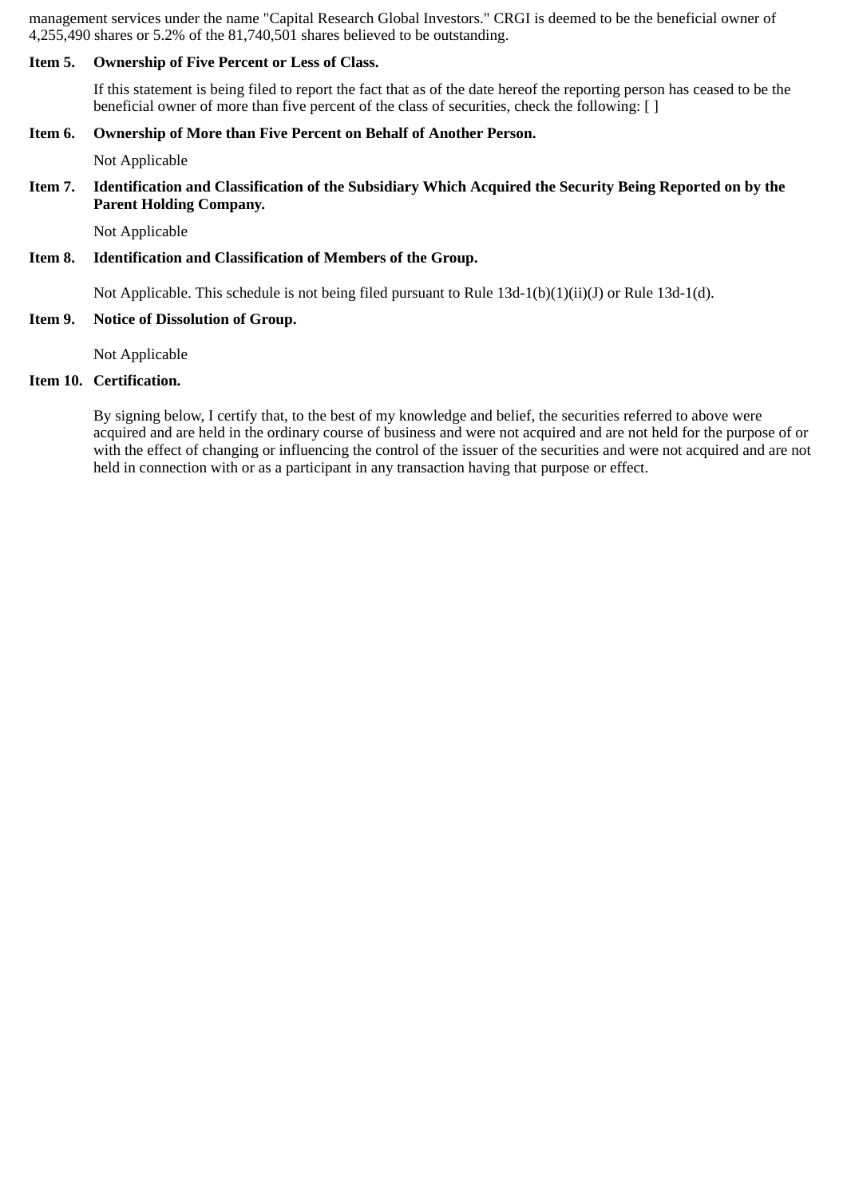management services under the name "Capital Research Global Investors." CRGI is deemed to be the beneficial owner of 4,255,490 shares or 5.2% of the 81,740,501 shares believed to be outstanding.

**Item 5. Ownership of Five Percent or Less of Class.**

If this statement is being filed to report the fact that as of the date hereof the reporting person has ceased to be the beneficial owner of more than five percent of the class of securities, check the following: [ ]

**Item 6. Ownership of More than Five Percent on Behalf of Another Person.**

Not Applicable

**Item 7. Identification and Classification of the Subsidiary Which Acquired the Security Being Reported on by the Parent Holding Company.**

Not Applicable

**Item 8. Identification and Classification of Members of the Group.**

Not Applicable. This schedule is not being filed pursuant to Rule 13d-1(b)(1)(ii)(J) or Rule 13d-1(d).

**Item 9. Notice of Dissolution of Group.**

Not Applicable

**Item 10. Certification.**

By signing below, I certify that, to the best of my knowledge and belief, the securities referred to above were acquired and are held in the ordinary course of business and were not acquired and are not held for the purpose of or with the effect of changing or influencing the control of the issuer of the securities and were not acquired and are not held in connection with or as a participant in any transaction having that purpose or effect.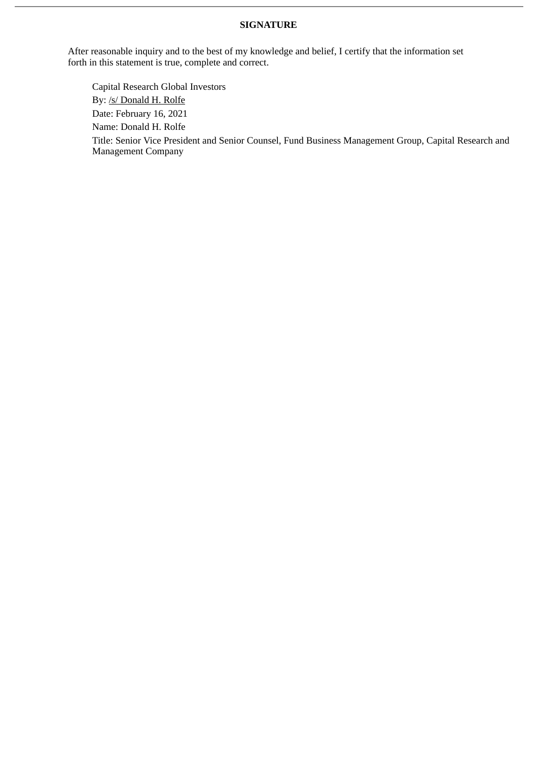**SIGNATURE**

After reasonable inquiry and to the best of my knowledge and belief, I certify that the information set forth in this statement is true, complete and correct.

Capital Research Global Investors

By: /s/ Donald H. Rolfe

Date: February 16, 2021

Name: Donald H. Rolfe

Title: Senior Vice President and Senior Counsel, Fund Business Management Group, Capital Research and Management Company